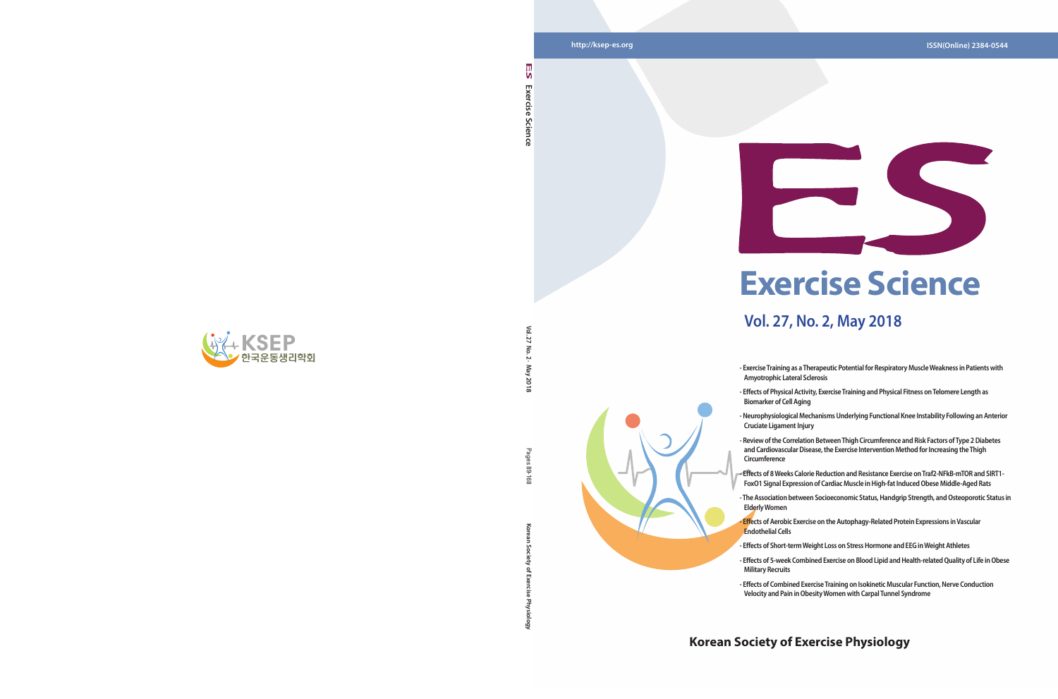http://ksep-es.org

ISSN(Online) 2384-0544

# ES

# Exercise Science

## Vol. 27, No. 2, May 2018

- Exercise Training as a Therapeutic Potential for Respiratory Muscle Weakness in Patients with Amyotrophic Lateral Sclerosis
- Effects of Physical Activity, Exercise Training and Physical Fitness on Telomere Length as Biomarker of Cell Aging
- Neurophysiological Mechanisms Underlying Functional Knee Instability Following an Anterior Cruciate Ligament Injury
- Review of the Correlation Between Thigh Circumference and Risk Factors of Type 2 Diabetes and Cardiovascular Disease, the Exercise Intervention Method for Increasing the Thigh Circumference
- Effects of 8 Weeks Calorie Reduction and Resistance Exercise on Traf2-NFkB-mTOR and SIRT1-FoxO1 Signal Expression of Cardiac Muscle in High-fat Induced Obese Middle-Aged Rats
- The Association between Socioeconomic Status, Handgrip Strength, and Osteoporotic Status in Elderly Women
- Effects of Aerobic Exercise on the Autophagy-Related Protein Expressions in Vascular Endothelial Cells
- Effects of Short-term Weight Loss on Stress Hormone and EEG in Weight Athletes
- Effects of 5-week Combined Exercise on Blood Lipid and Health-related Quality of Life in Obese Military Recruits
- Effects of Combined Exercise Training on Isokinetic Muscular Function, Nerve Conduction Velocity and Pain in Obesity Women with Carpal Tunnel Syndrome

**Korean Society of Exercise Physiology**

ES Exercise Science

Vol. 27 No. 2 · May 2018

Pages 89-168

Korean Society of Exercise Physiology

KSEP

한국운동생리학회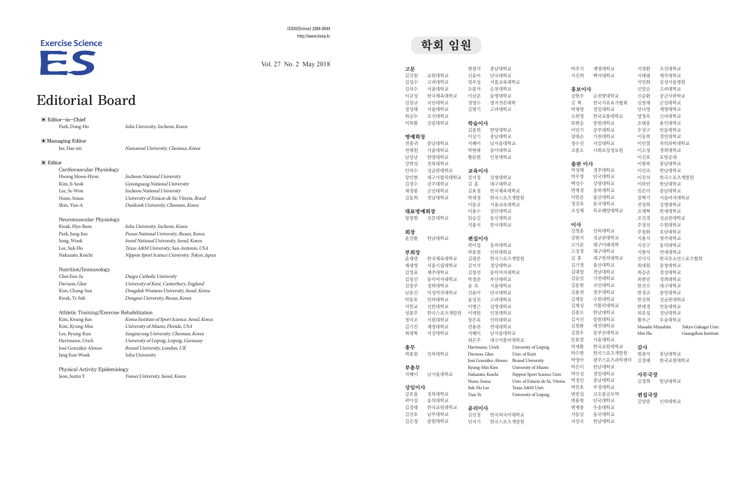ISSN(Online) 2384-0544
http://www.ksep.kr

Exercise Science
ES

Vol. 27 No. 2 May 2018

# Editorial Board

■ Editor-in-Chief

Park, Dong-Ho — *Inha University, Incheon, Korea*

■ Managing Editor

Jee, Hae-mi — *Namseoul University, Cheonan, Korea*

■ Editor

Cardiovascular Physiology

| | |
|---|---|
| Hwang Moon-Hyon | *Incheon National University* |
| Kim, Ji-Seok | *Gyeongsang National University* |
| Lee, Se-Won | *Incheon National University* |
| Nuno, Sousa | *University of Estácio de Sá, Vitoria, Brasil* |
| Shin, Yun-A | *Dankook University, Cheonan, Korea* |

Neuromuscular Physiology

| | |
|---|---|
| Kwak, Hyo-Bum | *Inha University, Incheon, Korea* |
| Park, Jung-Jun | *Pusan National University, Busan, Korea* |
| Song, Wook | *Seoul National University, Seoul, Korea* |
| Lee, Suk-Ho | *Texas A&M University, San-Antonio, USA* |
| Nakazato, Koichi | *Nippon Sport Science University, Tokyo, Japan* |

Nutrition/Immunology

| | |
|---|---|
| Choi Eun-Ju | *Daegu Catholic University* |
| Davison, Glen | *University of Kent, Canterbury, England* |
| Kim, Chang-Sun | *Dongduk Womens University, Seoul, Korea* |
| Kwak, Yi-Sub | *Dongeui University, Busan, Korea* |

Athletic Training/Exercise Rehabilitation

| | |
|---|---|
| Kim, Kwang-Jun | *Korea Institute of Sport Science, Seoul, Korea* |
| Kim, Kyung-Min | *University of Miami, Florida, USA* |
| Lee, Byung-Kun | *Sangmyung University, Cheonan, Korea* |
| Hartmann, Urich | *University of Leipzig, Leipzig, Germany* |
| José González-Alonso | *Brunel University, London, UK* |
| Jang Eun-Wook | Inha University |

Physical Activity Epidemiology

| | |
|---|---|
| Jeon, Justin Y | *Yonsei University, Seoul, Korea* |

# 학회 임원

**고문**
김진원 교원대학교
김성수 고려대학교
김의수 서울대학교
이규성 한국체육대학교
김창규 국민대학교
정청태 서울대학교
위승두 조선대학교
이복환 강릉대학교

**명예회장**
전종귀 충남대학교
전태원 서울대학교
남상남 한양대학교
강희성 전북대학교
안의수 성균관대학교
장인현 대구가톨릭대학교
김경수 공주대학교
채정룡 군산대학교
김동희 전남대학교

**대표명예회장**
장창현 선문대학교

**회장**
윤진환 한남대학교

**부회장**
윤채량 한국체육대학교
제세영 서울시립대학교
김영표 제주대학교
김창선 동덕여자대학교
김창주 경희대학교
남윤신 덕성여자대학교
박동호 인하대학교
서한교 신한대학교
성봉주 한국스포츠개발원
정덕조 서원대학교
김기진 계명대학교
최대혁 서강대학교

**총무**
곽효범 인하대학교

**부총무**
지혜미 남서울대학교

**상임이사**
강호율 경북대학교
곽이섭 동의대학교
김경래 한국교원대학교
김선호 남부대학교
김은정 중원대학교
현광석 충남대학교
신윤아 단국대학교
엄우섭 서울교육대학교
오봉석 순천대학교
이삼준 동명대학교
정영수 명지전문대학
김병기 고려대학교

**학술이사**
김종희 한양대학교
이상기 충남대학교
지혜미 남서울대학교
박현태 동아대학교
황문현 인천대학교

**교육이사**
강서정 상명대학교
김 훈 대구대학교
김효정 한국체육대학교
박세정 한국스포츠개발원
이동규 서울교육대학교
이용수 장안대학교
임승길 동신대학교
지용석 한서대학교

**편집이사**
곽이섭 동의대학교
곽효범 인하대학교
김광준 한국스포츠개발원
김지석 경상대학교
김창선 동덕여자대학교
박정준 부산대학교
송 욱 서울대학교
신윤아 단국대학교
윤성진 고려대학교
이병근 상명대학교
이세원 인천대학교
장은욱 인하대학교
전용관 연세대학교
지혜미 남서울대학교
최은주 대구카톨릭대학교
Hartmann, Urich — University of Leipzig
Davison, Glen — Univ. of Kent
José González-Alonso — Brunel University
Kyung-Min Kim — University of Miami
Nakazato, Koichi — Nippon Sport Science Univ.
Nuno, Sousa — Univ. of Estácio de Sá, Vitoria
Suk-Ho Lee — Texas A&M Univ.
Tian Ye — University of Leipzig

**윤리이사**
김민정 한국외국어대학교
민석기 한국스포츠개발원

박주식 계명대학교
서진희 백석대학교

**홍보이사**
강현주 순천향대학교
김 혁 한국직유요가협회
박재영 경일대학교
소위영 한국교통대학교
류현승 중원대학교
이민기 공주대학교
장대순 가천대학교
정수진 서일대학교
조봉오 사회보장정보원

**출판 이사**
박성태 경주대학교
박우영 단국대학교
백성수 상명대학교
변재경 충북대학교
이한준 울산대학교
정진욱 동국대학교
조성체 목포해양대학교

**이사**
강청훈 인하대학교
강현식 성균관대학교
고기준 대구미래대학
고성경 대구대학교
김 홍 대구한의대학교
김기정 울산대학교
김대열 전남대학교
김동일 가천대학교
김동현 국민대학교
김용권 전주대학교
김재등 수원대학교
김재성 가톨릭대학교
김종오 한남대학교
김지선 중원대학교
김창환 대전대학교
김철우 동부산대학교
문효열 서울대학교
박세환 한국교원대학교
박수현 한국스포츠개발원
박영아 광주스포츠과학센터
박은미 한남대학교
박인성 경일대학교
박정민 충남대학교
박찬호 부경대학교
변광섭 코오롱글로텍
변용현 단국대학교
변재종 우송대학교
서동일 동국대학교
서상국 한남대학교
서영환 조선대학교
서태범 제주대학교
석민화 삼성서울병원
신말순 고려대학교
신승환 공군사관학교
심영재 군산대학교
안나영 계명대학교
양정옥 신라대학교
오태웅 용인대학교
우상구 안동대학교
이동희 경민대학교
이민정 차의과학대학교
이소정 경희대학교
이신호 포항공대
이왕록 충남대학교
이인숙 한남대학교
이진석 한국스포츠개발원
이하얀 한남대학교
임은미 충남대학교
장혜기 서울여자대학교
전정희 상명대학교
조재혁 한세대학교
조진경 성균관대학교
주정선 수원대학교
주창화 호남대학교
지용석 청주대학교
지진구 동의대학교
지현석 연세대학교
진낙식 한국유소년스포츠협회
최대원 충청대학교
최승준 경성대학교
최현민 경희대학교
한건수 대구대학교
한정규 중앙대학교
한진희 성균관대학교
한태경 안동대학교
허유섭 경남대학교
황무근 우송대학교
Masashi Miyashita — Tokyo Gakugei Univ.
Min Hu — Guangzhou Institute

**감사**
현광석 충남대학교
김경래 한국교원대학교

**사무국장**
김정희 한남대학교

**편집국장**
김양중 인하대학교